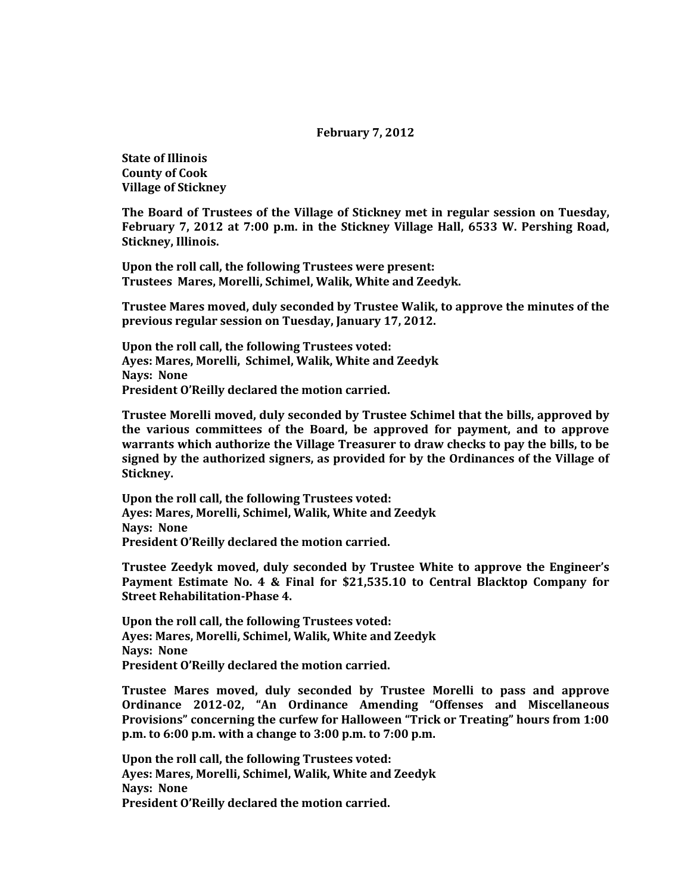**February 7, 2012**

**State of Illinois**
**County of Cook**
**Village of Stickney**

**The Board of Trustees of the Village of Stickney met in regular session on Tuesday, February 7, 2012 at 7:00 p.m. in the Stickney Village Hall, 6533 W. Pershing Road, Stickney, Illinois.**

**Upon the roll call, the following Trustees were present:**
**Trustees Mares, Morelli, Schimel, Walik, White and Zeedyk.**

**Trustee Mares moved, duly seconded by Trustee Walik, to approve the minutes of the previous regular session on Tuesday, January 17, 2012.**

**Upon the roll call, the following Trustees voted:**
**Ayes: Mares, Morelli, Schimel, Walik, White and Zeedyk**
**Nays: None**
**President O'Reilly declared the motion carried.**

**Trustee Morelli moved, duly seconded by Trustee Schimel that the bills, approved by the various committees of the Board, be approved for payment, and to approve warrants which authorize the Village Treasurer to draw checks to pay the bills, to be signed by the authorized signers, as provided for by the Ordinances of the Village of Stickney.**

**Upon the roll call, the following Trustees voted:**
**Ayes: Mares, Morelli, Schimel, Walik, White and Zeedyk**
**Nays: None**
**President O'Reilly declared the motion carried.**

**Trustee Zeedyk moved, duly seconded by Trustee White to approve the Engineer's Payment Estimate No. 4 & Final for $21,535.10 to Central Blacktop Company for Street Rehabilitation-Phase 4.**

**Upon the roll call, the following Trustees voted:**
**Ayes: Mares, Morelli, Schimel, Walik, White and Zeedyk**
**Nays: None**
**President O'Reilly declared the motion carried.**

**Trustee Mares moved, duly seconded by Trustee Morelli to pass and approve Ordinance 2012-02, "An Ordinance Amending "Offenses and Miscellaneous Provisions" concerning the curfew for Halloween "Trick or Treating" hours from 1:00 p.m. to 6:00 p.m. with a change to 3:00 p.m. to 7:00 p.m.**

**Upon the roll call, the following Trustees voted:**
**Ayes: Mares, Morelli, Schimel, Walik, White and Zeedyk**
**Nays: None**
**President O'Reilly declared the motion carried.**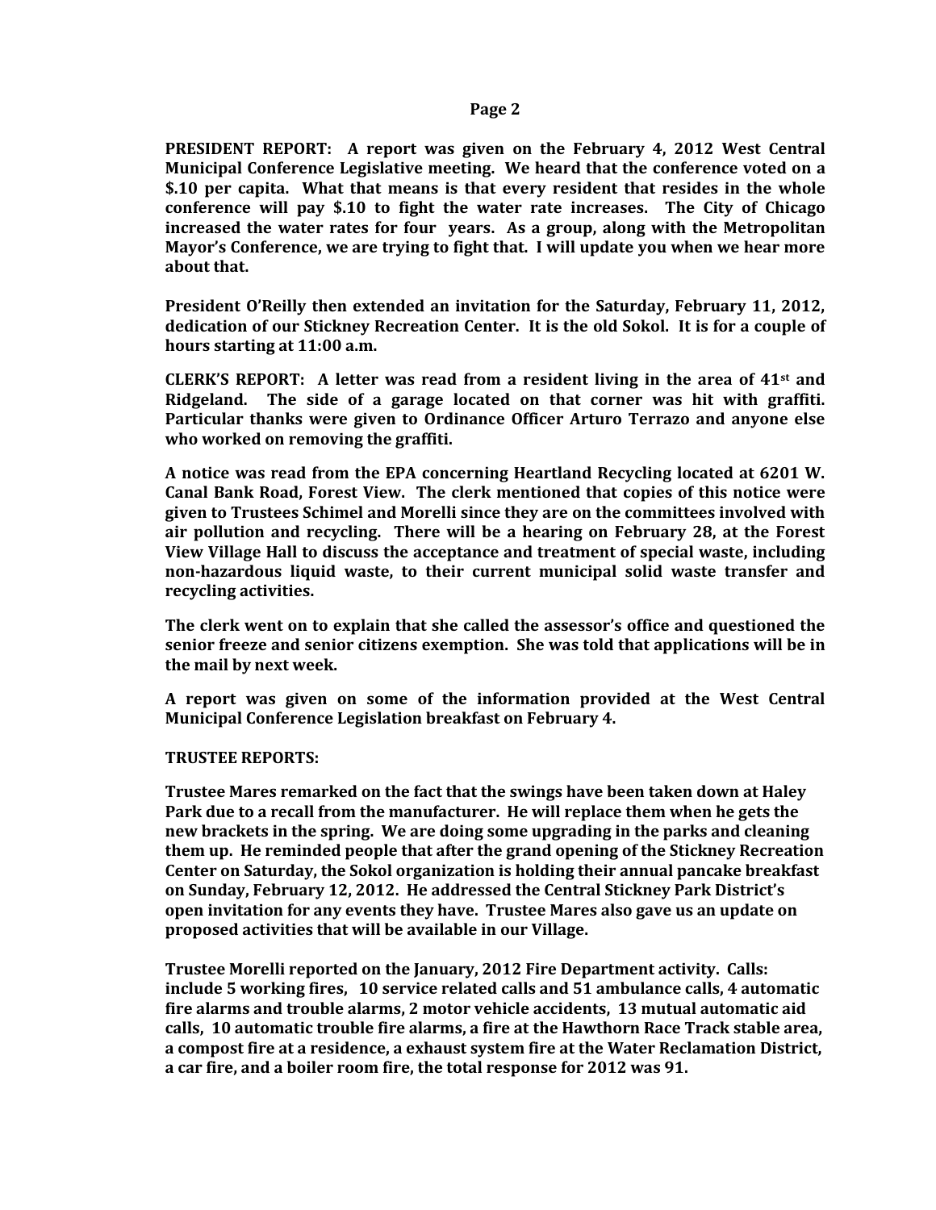**PRESIDENT REPORT: A report was given on the February 4, 2012 West Central Municipal Conference Legislative meeting. We heard that the conference voted on a $.10 per capita. What that means is that every resident that resides in the whole conference will pay $.10 to fight the water rate increases. The City of Chicago increased the water rates for four years. As a group, along with the Metropolitan Mayor's Conference, we are trying to fight that. I will update you when we hear more about that.**

**President O'Reilly then extended an invitation for the Saturday, February 11, 2012, dedication of our Stickney Recreation Center. It is the old Sokol. It is for a couple of hours starting at 11:00 a.m.**

**CLERK'S REPORT: A letter was read from a resident living in the area of 41st and Ridgeland. The side of a garage located on that corner was hit with graffiti. Particular thanks were given to Ordinance Officer Arturo Terrazo and anyone else who worked on removing the graffiti.**

**A notice was read from the EPA concerning Heartland Recycling located at 6201 W. Canal Bank Road, Forest View. The clerk mentioned that copies of this notice were given to Trustees Schimel and Morelli since they are on the committees involved with air pollution and recycling. There will be a hearing on February 28, at the Forest View Village Hall to discuss the acceptance and treatment of special waste, including non-hazardous liquid waste, to their current municipal solid waste transfer and recycling activities.**

**The clerk went on to explain that she called the assessor's office and questioned the senior freeze and senior citizens exemption. She was told that applications will be in the mail by next week.**

**A report was given on some of the information provided at the West Central Municipal Conference Legislation breakfast on February 4.**

**TRUSTEE REPORTS:**

**Trustee Mares remarked on the fact that the swings have been taken down at Haley Park due to a recall from the manufacturer. He will replace them when he gets the new brackets in the spring. We are doing some upgrading in the parks and cleaning them up. He reminded people that after the grand opening of the Stickney Recreation Center on Saturday, the Sokol organization is holding their annual pancake breakfast on Sunday, February 12, 2012. He addressed the Central Stickney Park District's open invitation for any events they have. Trustee Mares also gave us an update on proposed activities that will be available in our Village.**

**Trustee Morelli reported on the January, 2012 Fire Department activity. Calls: include 5 working fires, 10 service related calls and 51 ambulance calls, 4 automatic fire alarms and trouble alarms, 2 motor vehicle accidents, 13 mutual automatic aid calls, 10 automatic trouble fire alarms, a fire at the Hawthorn Race Track stable area, a compost fire at a residence, a exhaust system fire at the Water Reclamation District, a car fire, and a boiler room fire, the total response for 2012 was 91.**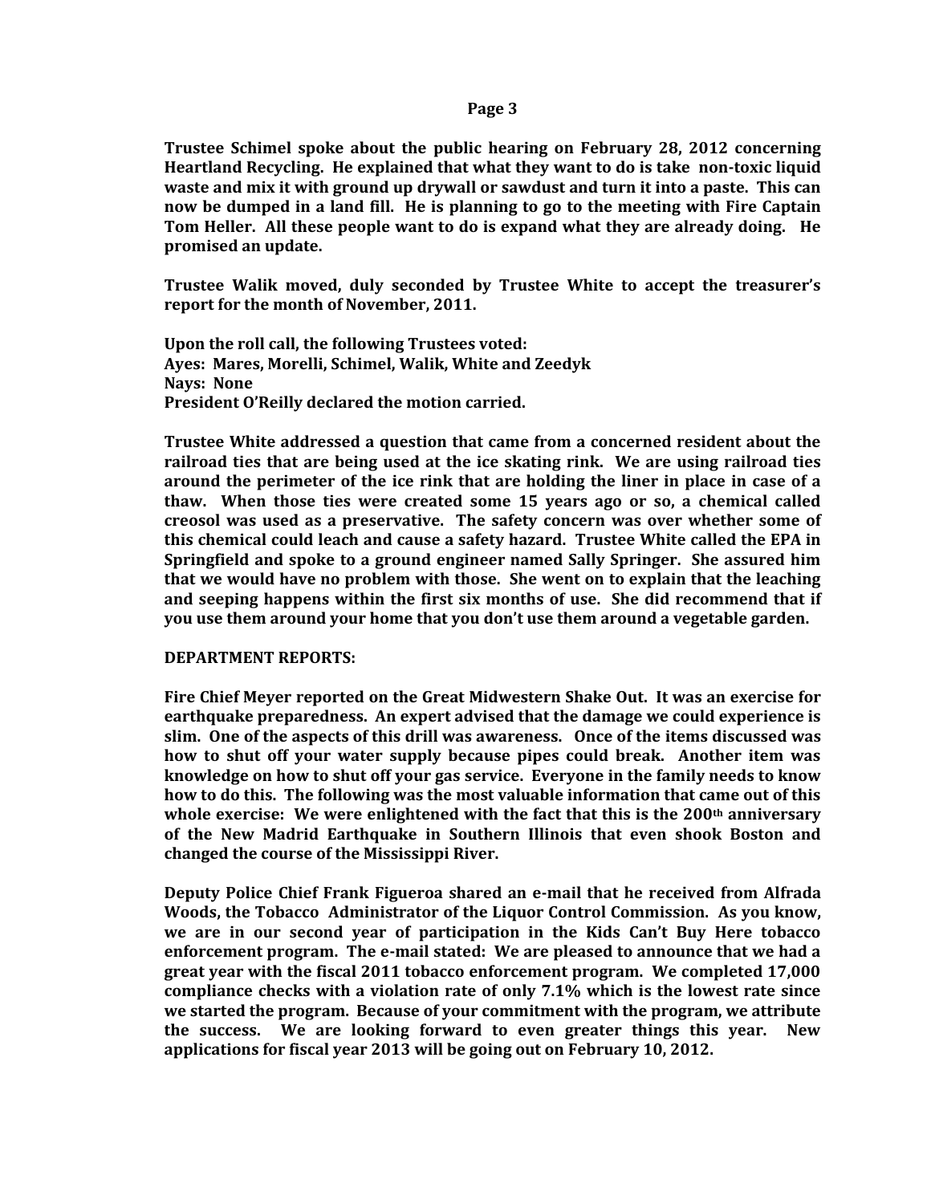**Trustee Schimel spoke about the public hearing on February 28, 2012 concerning Heartland Recycling. He explained that what they want to do is take non-toxic liquid waste and mix it with ground up drywall or sawdust and turn it into a paste. This can now be dumped in a land fill. He is planning to go to the meeting with Fire Captain Tom Heller. All these people want to do is expand what they are already doing. He promised an update.**

**Trustee Walik moved, duly seconded by Trustee White to accept the treasurer's report for the month of November, 2011.**

**Upon the roll call, the following Trustees voted:**
**Ayes: Mares, Morelli, Schimel, Walik, White and Zeedyk**
**Nays: None**
**President O'Reilly declared the motion carried.**

**Trustee White addressed a question that came from a concerned resident about the railroad ties that are being used at the ice skating rink. We are using railroad ties around the perimeter of the ice rink that are holding the liner in place in case of a thaw. When those ties were created some 15 years ago or so, a chemical called creosol was used as a preservative. The safety concern was over whether some of this chemical could leach and cause a safety hazard. Trustee White called the EPA in Springfield and spoke to a ground engineer named Sally Springer. She assured him that we would have no problem with those. She went on to explain that the leaching and seeping happens within the first six months of use. She did recommend that if you use them around your home that you don't use them around a vegetable garden.**

**DEPARTMENT REPORTS:**

**Fire Chief Meyer reported on the Great Midwestern Shake Out. It was an exercise for earthquake preparedness. An expert advised that the damage we could experience is slim. One of the aspects of this drill was awareness. Once of the items discussed was how to shut off your water supply because pipes could break. Another item was knowledge on how to shut off your gas service. Everyone in the family needs to know how to do this. The following was the most valuable information that came out of this whole exercise: We were enlightened with the fact that this is the 200th anniversary of the New Madrid Earthquake in Southern Illinois that even shook Boston and changed the course of the Mississippi River.**

**Deputy Police Chief Frank Figueroa shared an e-mail that he received from Alfrada Woods, the Tobacco Administrator of the Liquor Control Commission. As you know, we are in our second year of participation in the Kids Can't Buy Here tobacco enforcement program. The e-mail stated: We are pleased to announce that we had a great year with the fiscal 2011 tobacco enforcement program. We completed 17,000 compliance checks with a violation rate of only 7.1% which is the lowest rate since we started the program. Because of your commitment with the program, we attribute the success. We are looking forward to even greater things this year. New applications for fiscal year 2013 will be going out on February 10, 2012.**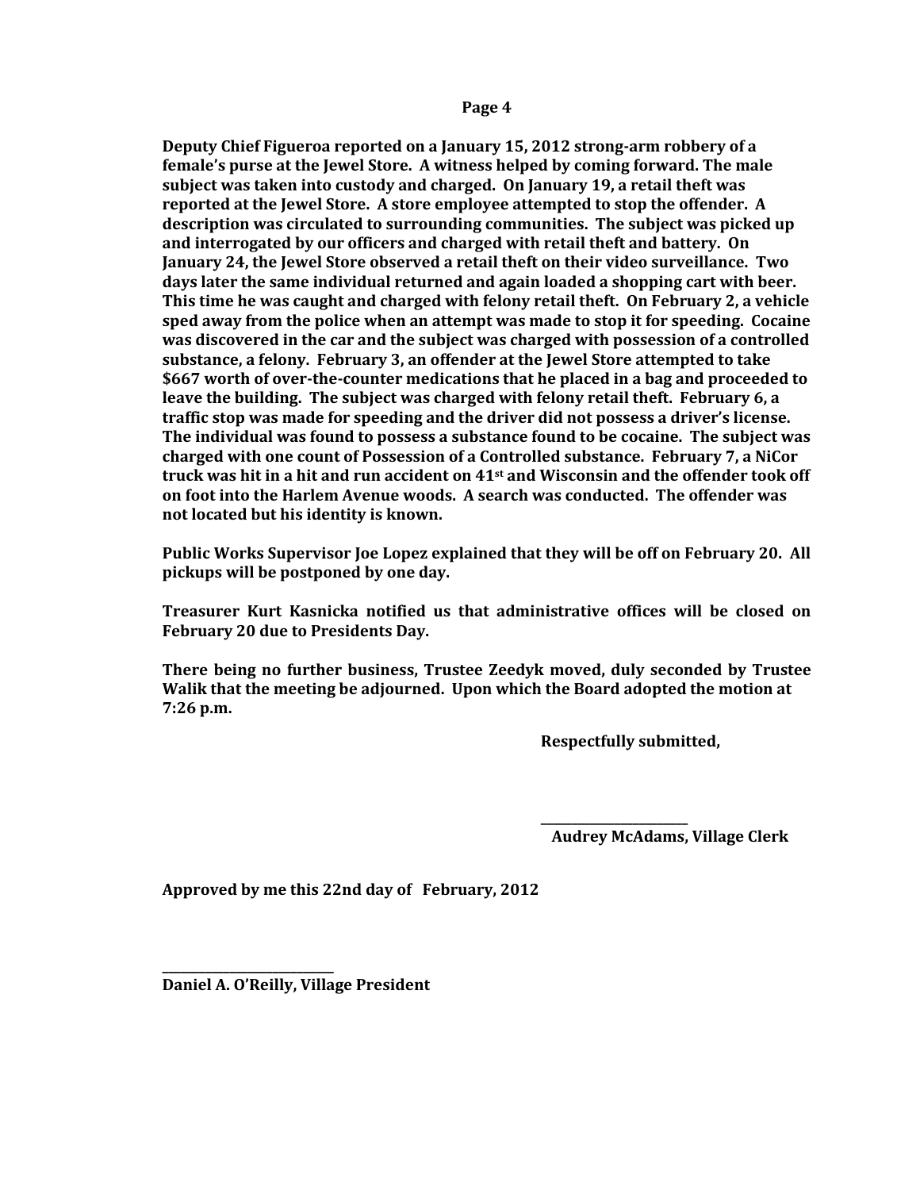**Deputy Chief Figueroa reported on a January 15, 2012 strong-arm robbery of a female's purse at the Jewel Store. A witness helped by coming forward. The male subject was taken into custody and charged. On January 19, a retail theft was reported at the Jewel Store. A store employee attempted to stop the offender. A description was circulated to surrounding communities. The subject was picked up and interrogated by our officers and charged with retail theft and battery. On January 24, the Jewel Store observed a retail theft on their video surveillance. Two days later the same individual returned and again loaded a shopping cart with beer. This time he was caught and charged with felony retail theft. On February 2, a vehicle sped away from the police when an attempt was made to stop it for speeding. Cocaine was discovered in the car and the subject was charged with possession of a controlled substance, a felony. February 3, an offender at the Jewel Store attempted to take $667 worth of over-the-counter medications that he placed in a bag and proceeded to leave the building. The subject was charged with felony retail theft. February 6, a traffic stop was made for speeding and the driver did not possess a driver's license. The individual was found to possess a substance found to be cocaine. The subject was charged with one count of Possession of a Controlled substance. February 7, a NiCor truck was hit in a hit and run accident on 41st and Wisconsin and the offender took off on foot into the Harlem Avenue woods. A search was conducted. The offender was not located but his identity is known.**

**Public Works Supervisor Joe Lopez explained that they will be off on February 20. All pickups will be postponed by one day.**

**Treasurer Kurt Kasnicka notified us that administrative offices will be closed on February 20 due to Presidents Day.**

**There being no further business, Trustee Zeedyk moved, duly seconded by Trustee Walik that the meeting be adjourned. Upon which the Board adopted the motion at 7:26 p.m.**

**Respectfully submitted,**

**______________________**
**Audrey McAdams, Village Clerk**

**Approved by me this 22nd day of February, 2012**

**__________________________**
**Daniel A. O'Reilly, Village President**